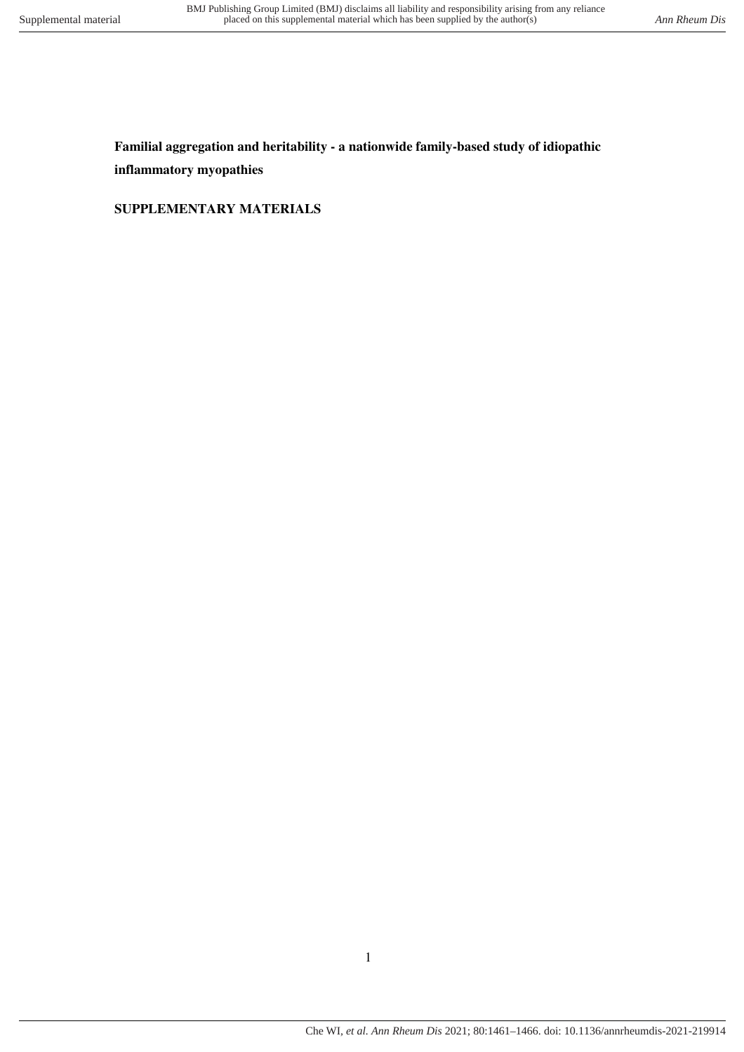**Familial aggregation and heritability - a nationwide family-based study of idiopathic inflammatory myopathies**

**SUPPLEMENTARY MATERIALS**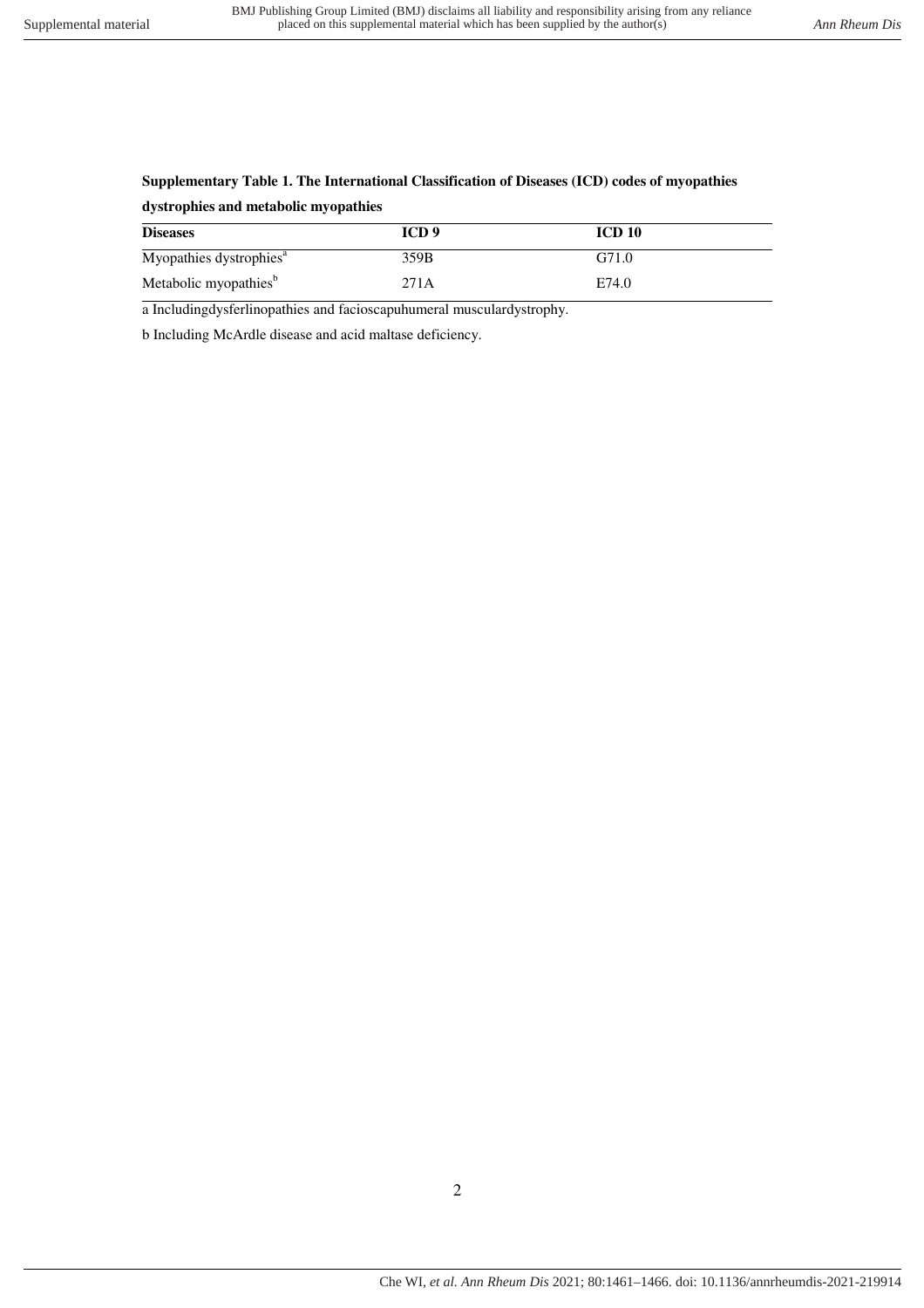**Supplementary Table 1. The International Classification of Diseases (ICD) codes of myopathies dystrophies and metabolic myopathies**

| Diseases | ICD 9 | ICD 10 |
|---|---|---|
| Myopathies dystrophies[a] | 359B | G71.0 |
| Metabolic myopathies[b] | 271A | E74.0 |

a Includingdysferlinopathies and facioscapuhumeral musculardystrophy.

b Including McArdle disease and acid maltase deficiency.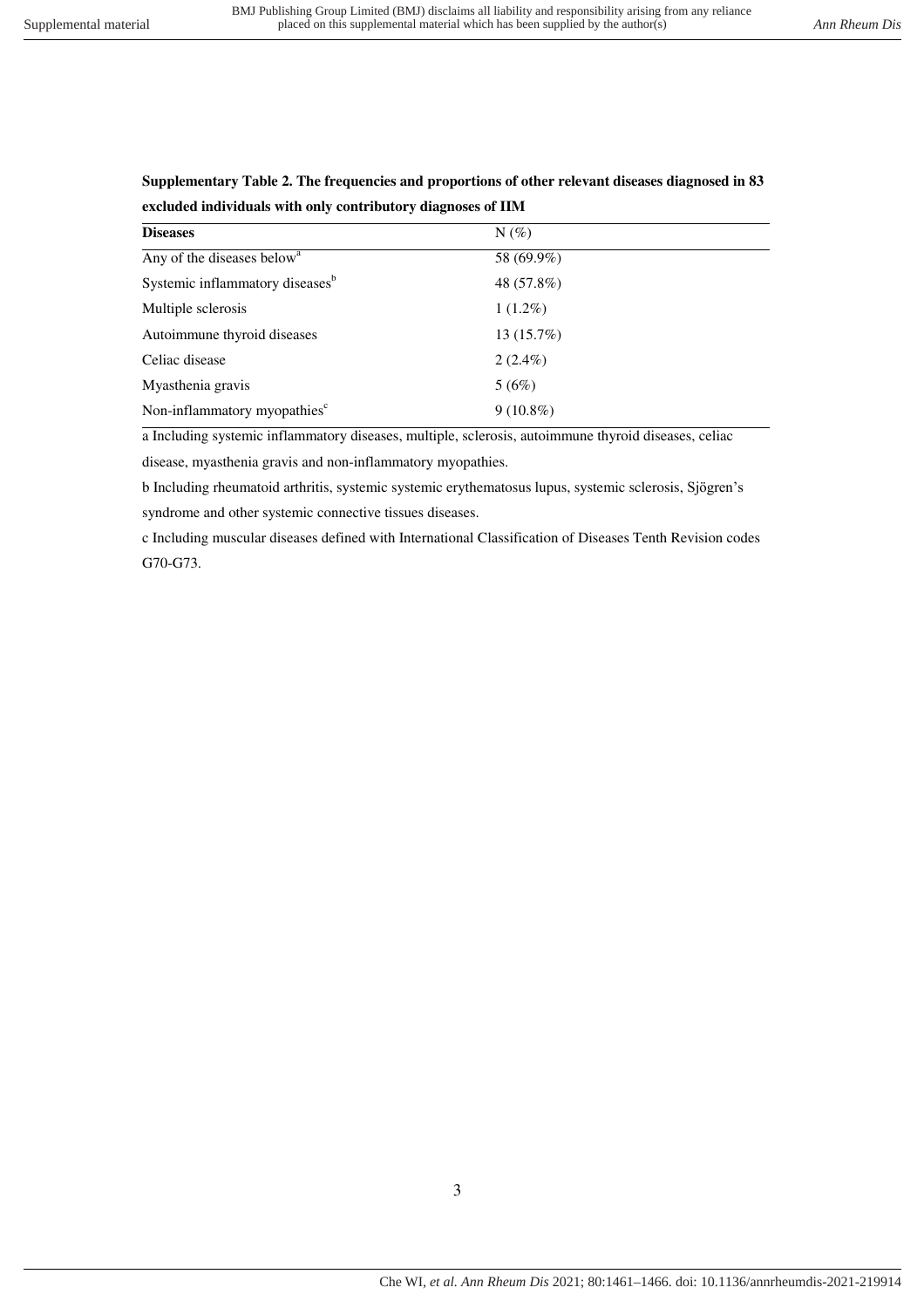**Supplementary Table 2. The frequencies and proportions of other relevant diseases diagnosed in 83 excluded individuals with only contributory diagnoses of IIM**

| Diseases | N (%) |
|---|---|
| Any of the diseases below[a] | 58 (69.9%) |
| Systemic inflammatory diseases[b] | 48 (57.8%) |
| Multiple sclerosis | 1 (1.2%) |
| Autoimmune thyroid diseases | 13 (15.7%) |
| Celiac disease | 2 (2.4%) |
| Myasthenia gravis | 5 (6%) |
| Non-inflammatory myopathies[c] | 9 (10.8%) |

a Including systemic inflammatory diseases, multiple, sclerosis, autoimmune thyroid diseases, celiac disease, myasthenia gravis and non-inflammatory myopathies.

b Including rheumatoid arthritis, systemic systemic erythematosus lupus, systemic sclerosis, Sjögren's syndrome and other systemic connective tissues diseases.

c Including muscular diseases defined with International Classification of Diseases Tenth Revision codes G70-G73.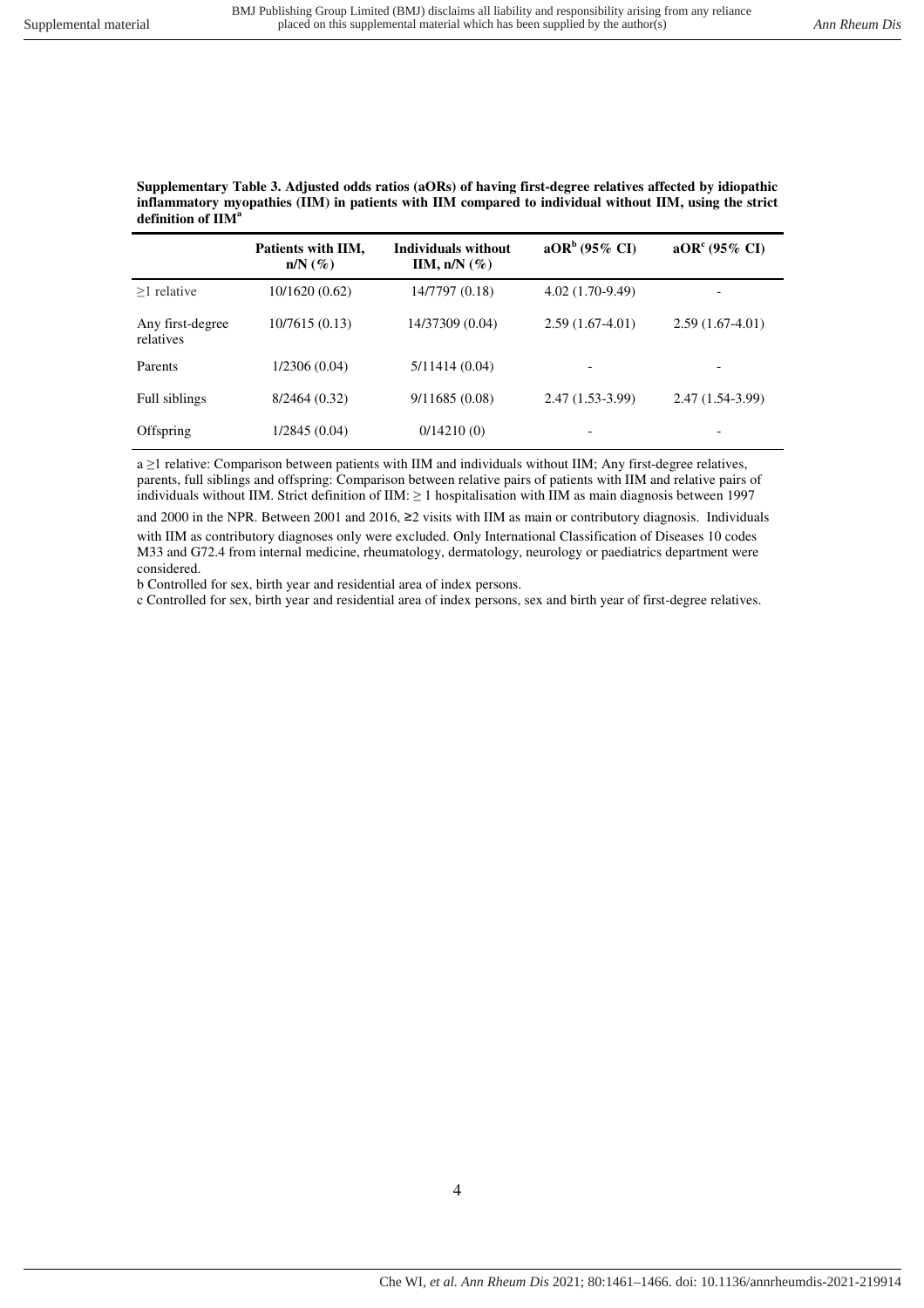**Supplementary Table 3. Adjusted odds ratios (aORs) of having first-degree relatives affected by idiopathic inflammatory myopathies (IIM) in patients with IIM compared to individual without IIM, using the strict definition of IIM[a]**

| | Patients with IIM, n/N (%) | Individuals without IIM, n/N (%) | aOR[b] (95% CI) | aOR[c] (95% CI) |
|---|---|---|---|---|
| ≥1 relative | 10/1620 (0.62) | 14/7797 (0.18) | 4.02 (1.70-9.49) | - |
| Any first-degree relatives | 10/7615 (0.13) | 14/37309 (0.04) | 2.59 (1.67-4.01) | 2.59 (1.67-4.01) |
| Parents | 1/2306 (0.04) | 5/11414 (0.04) | - | - |
| Full siblings | 8/2464 (0.32) | 9/11685 (0.08) | 2.47 (1.53-3.99) | 2.47 (1.54-3.99) |
| Offspring | 1/2845 (0.04) | 0/14210 (0) | - | - |

a ≥1 relative: Comparison between patients with IIM and individuals without IIM; Any first-degree relatives, parents, full siblings and offspring: Comparison between relative pairs of patients with IIM and relative pairs of individuals without IIM. Strict definition of IIM: ≥ 1 hospitalisation with IIM as main diagnosis between 1997 and 2000 in the NPR. Between 2001 and 2016, ≥2 visits with IIM as main or contributory diagnosis. Individuals with IIM as contributory diagnoses only were excluded. Only International Classification of Diseases 10 codes M33 and G72.4 from internal medicine, rheumatology, dermatology, neurology or paediatrics department were considered.

b Controlled for sex, birth year and residential area of index persons.

c Controlled for sex, birth year and residential area of index persons, sex and birth year of first-degree relatives.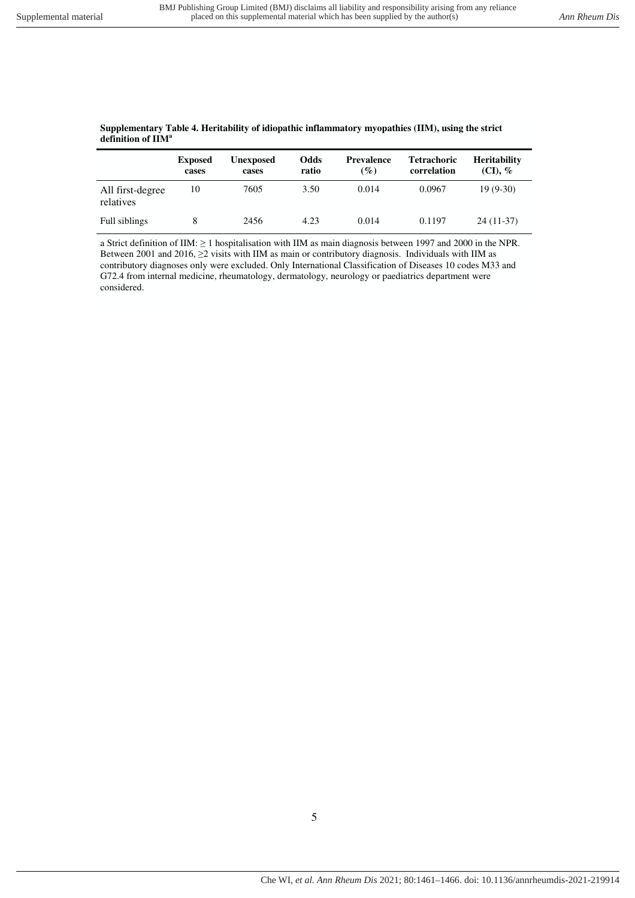**Supplementary Table 4. Heritability of idiopathic inflammatory myopathies (IIM), using the strict definition of IIM[a]**

| | Exposed cases | Unexposed cases | Odds ratio | Prevalence (%) | Tetrachoric correlation | Heritability (CI), % |
|---|---|---|---|---|---|---|
| All first-degree relatives | 10 | 7605 | 3.50 | 0.014 | 0.0967 | 19 (9-30) |
| Full siblings | 8 | 2456 | 4.23 | 0.014 | 0.1197 | 24 (11-37) |

a Strict definition of IIM: ≥ 1 hospitalisation with IIM as main diagnosis between 1997 and 2000 in the NPR. Between 2001 and 2016, ≥2 visits with IIM as main or contributory diagnosis. Individuals with IIM as contributory diagnoses only were excluded. Only International Classification of Diseases 10 codes M33 and G72.4 from internal medicine, rheumatology, dermatology, neurology or paediatrics department were considered.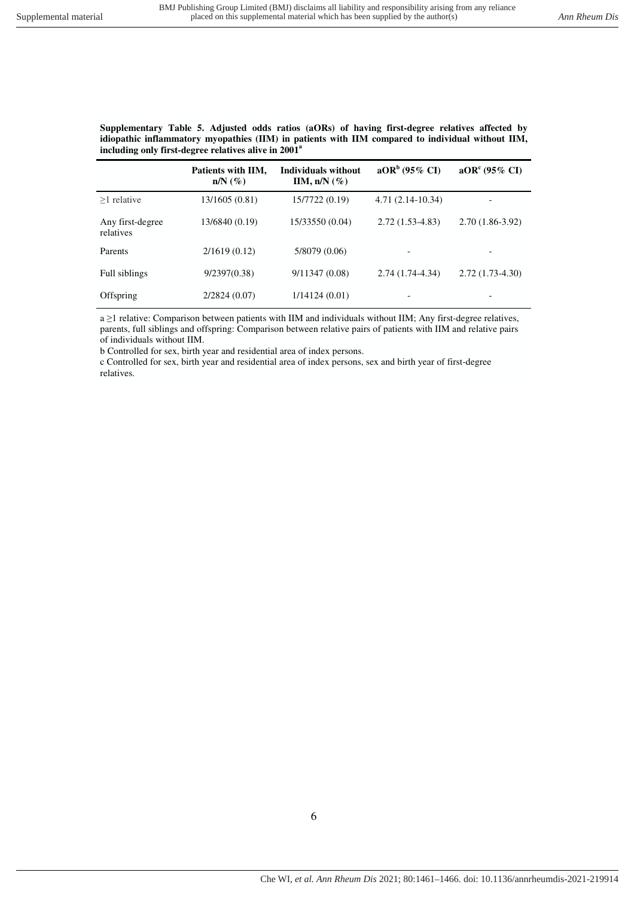**Supplementary Table 5. Adjusted odds ratios (aORs) of having first-degree relatives affected by idiopathic inflammatory myopathies (IIM) in patients with IIM compared to individual without IIM, including only first-degree relatives alive in 2001[a]**

| | Patients with IIM, n/N (%) | Individuals without IIM, n/N (%) | aOR[b] (95% CI) | aOR[c] (95% CI) |
|---|---|---|---|---|
| ≥1 relative | 13/1605 (0.81) | 15/7722 (0.19) | 4.71 (2.14-10.34) | - |
| Any first-degree relatives | 13/6840 (0.19) | 15/33550 (0.04) | 2.72 (1.53-4.83) | 2.70 (1.86-3.92) |
| Parents | 2/1619 (0.12) | 5/8079 (0.06) | - | - |
| Full siblings | 9/2397(0.38) | 9/11347 (0.08) | 2.74 (1.74-4.34) | 2.72 (1.73-4.30) |
| Offspring | 2/2824 (0.07) | 1/14124 (0.01) | - | - |

a ≥1 relative: Comparison between patients with IIM and individuals without IIM; Any first-degree relatives, parents, full siblings and offspring: Comparison between relative pairs of patients with IIM and relative pairs of individuals without IIM.

b Controlled for sex, birth year and residential area of index persons.

c Controlled for sex, birth year and residential area of index persons, sex and birth year of first-degree relatives.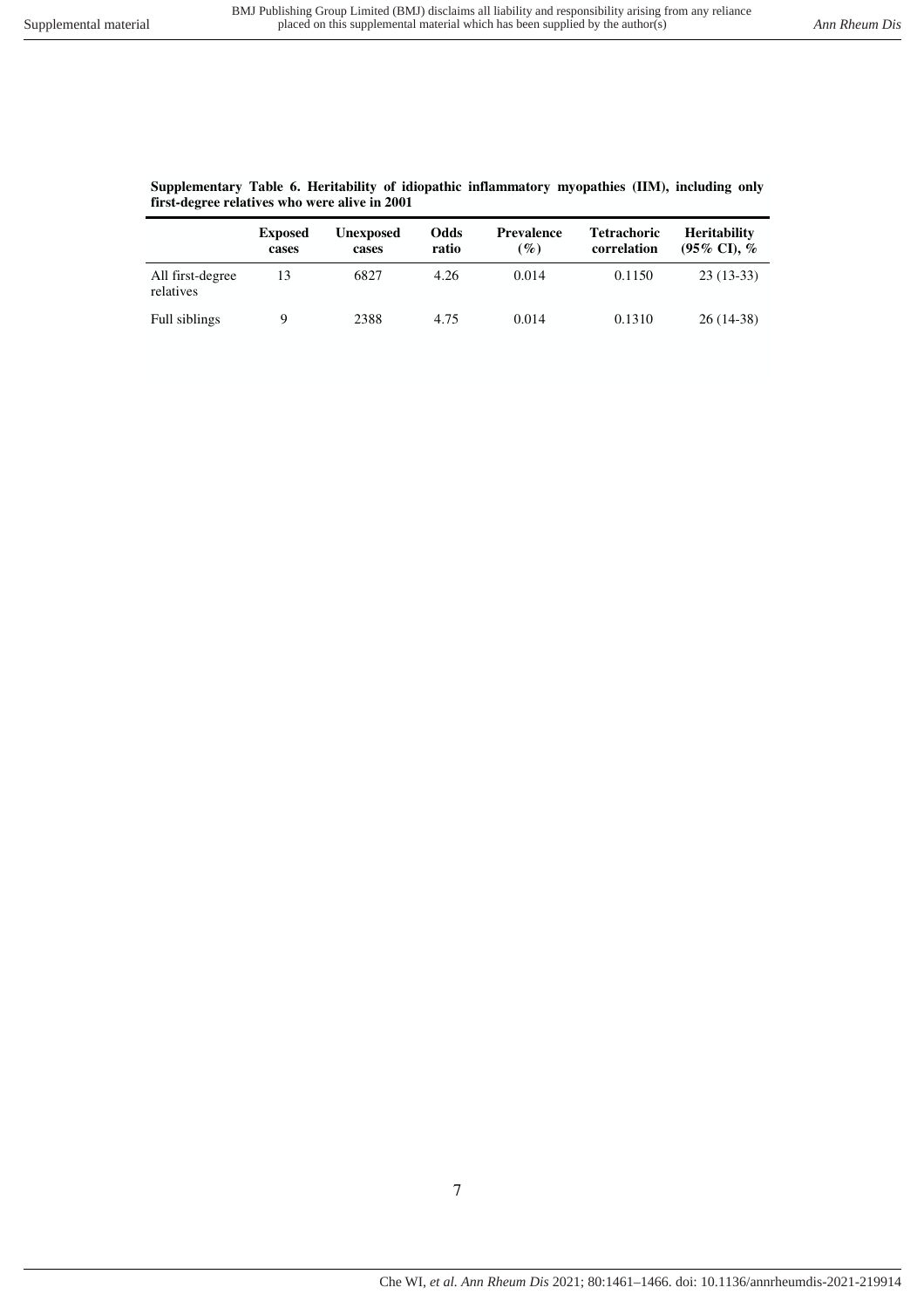**Supplementary Table 6. Heritability of idiopathic inflammatory myopathies (IIM), including only first-degree relatives who were alive in 2001**

| | Exposed cases | Unexposed cases | Odds ratio | Prevalence (%) | Tetrachoric correlation | Heritability (95% CI), % |
|---|---|---|---|---|---|---|
| All first-degree relatives | 13 | 6827 | 4.26 | 0.014 | 0.1150 | 23 (13-33) |
| Full siblings | 9 | 2388 | 4.75 | 0.014 | 0.1310 | 26 (14-38) |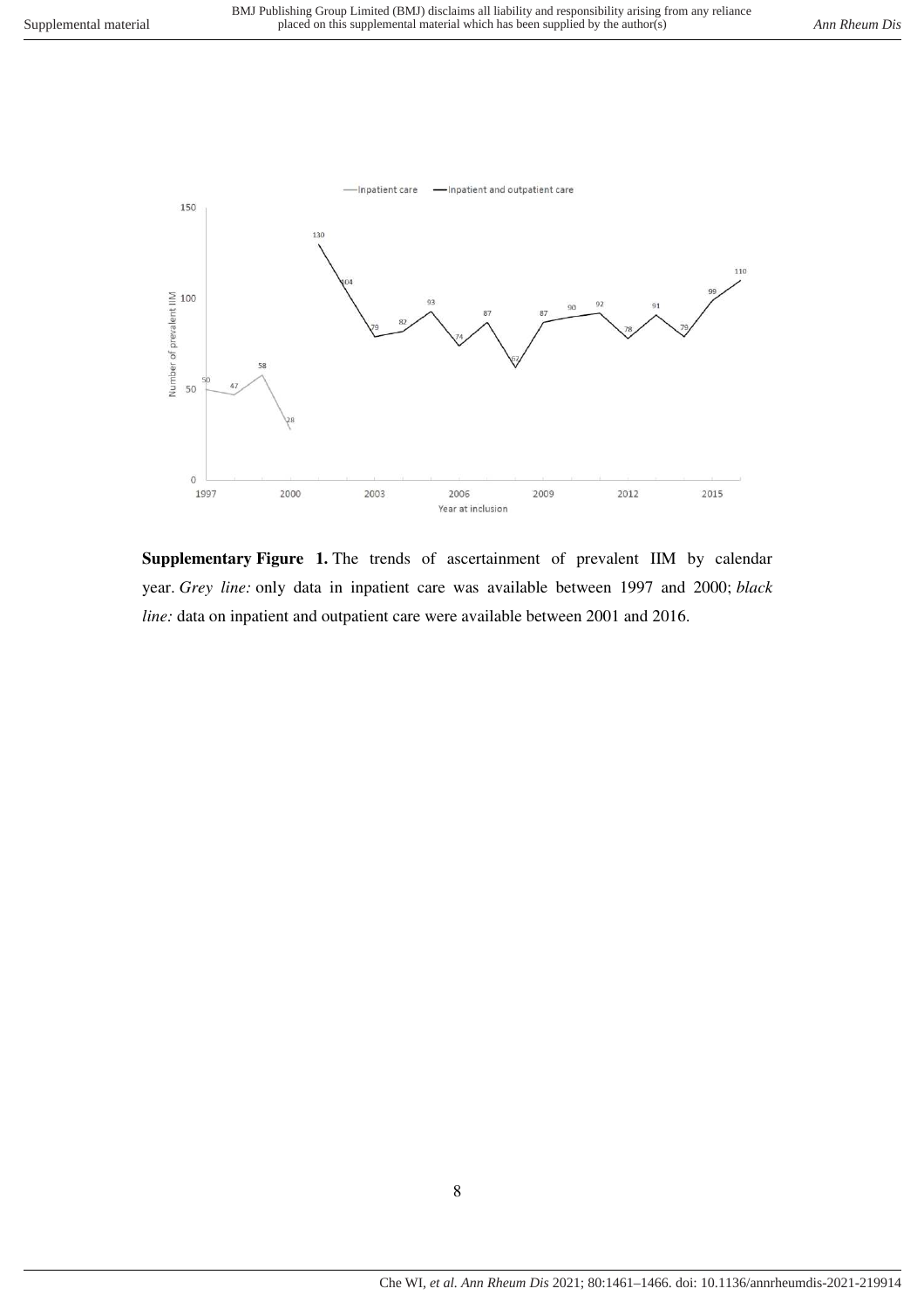Inpatient care
Inpatient and outpatient care

150
100
50
0

Number of prevalent IIM

50
47
58
28
130
104
79
82
93
74
87
62
87
90
92
78
91
79
99
110

1997
2000
2003
2006
2009
2012
2015

Year at inclusion

**Supplementary Figure 1.** The trends of ascertainment of prevalent IIM by calendar year. *Grey line:* only data in inpatient care was available between 1997 and 2000; *black line:* data on inpatient and outpatient care were available between 2001 and 2016.